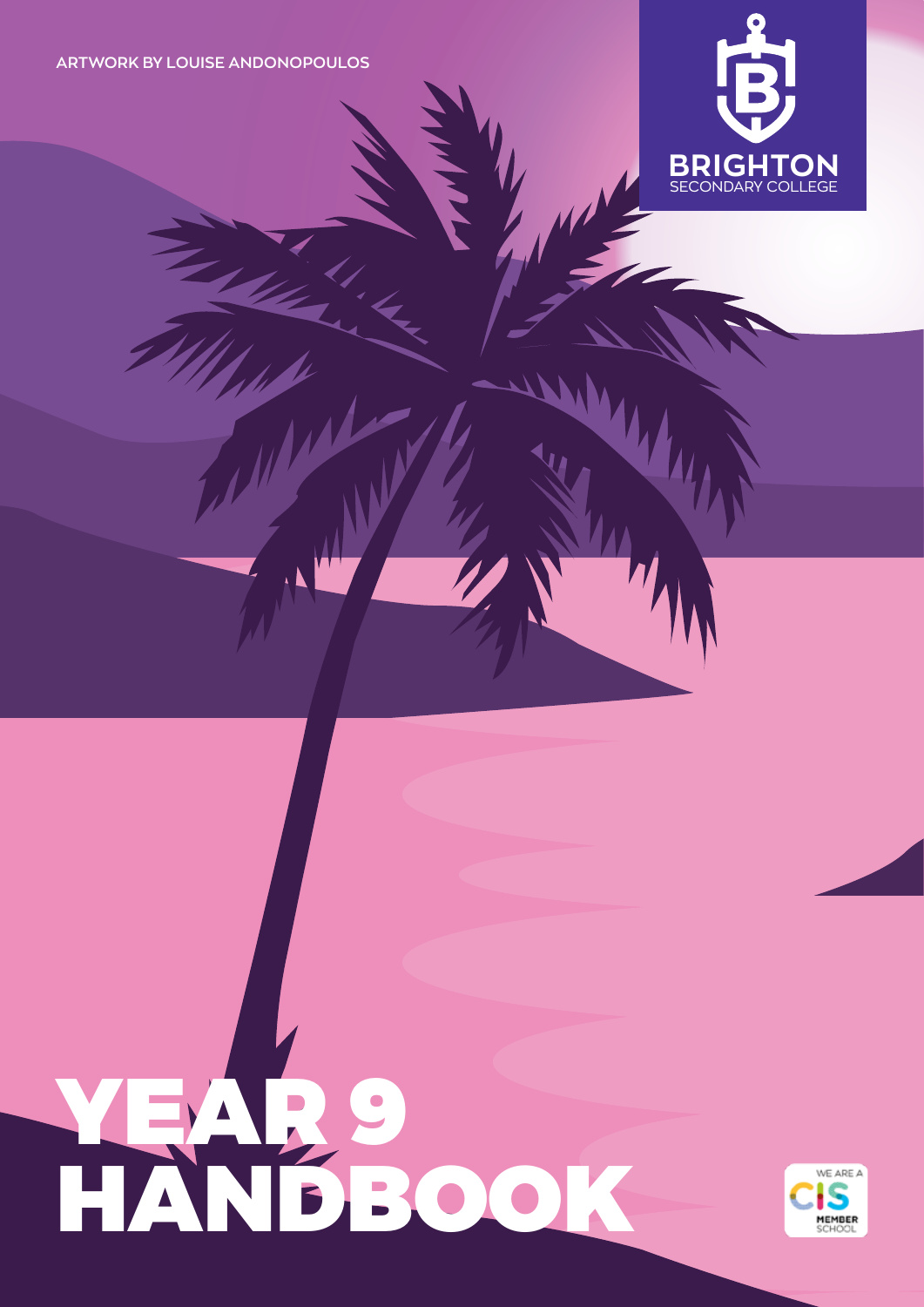ARTWORK BY LOUISE ANDONOPOULOS

BRIGHTON
SECONDARY COLLEGE

# YEAR 9 HANDBOOK

WE ARE A CIS MEMBER SCHOOL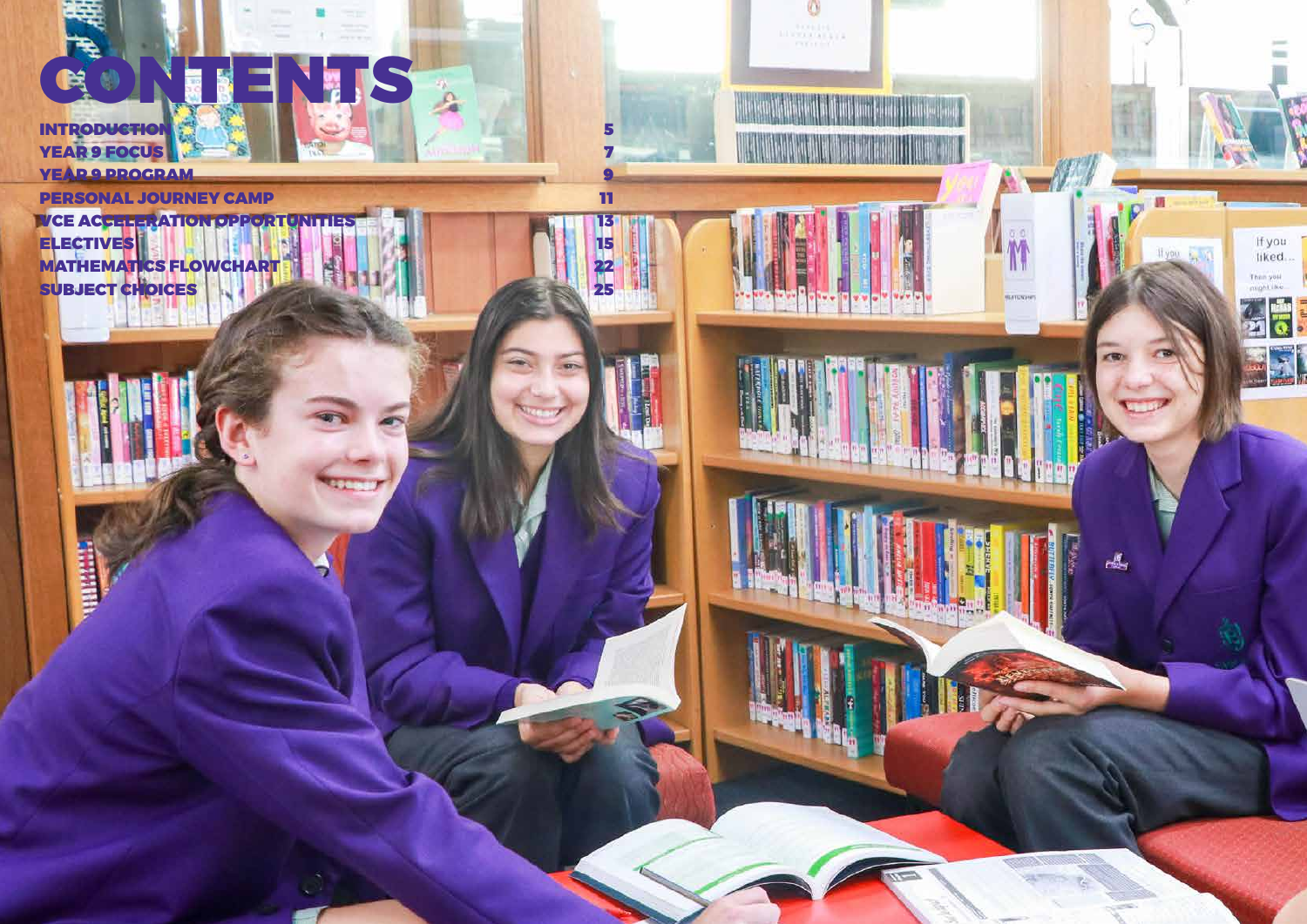# CONTENTS

| | |
|---|---|
| INTRODUCTION | 5 |
| YEAR 9 FOCUS | 7 |
| YEAR 9 PROGRAM | 9 |
| PERSONAL JOURNEY CAMP | 11 |
| VCE ACCELERATION OPPORTUNITIES | 13 |
| ELECTIVES | 15 |
| MATHEMATICS FLOWCHART | 22 |
| SUBJECT CHOICES | 25 |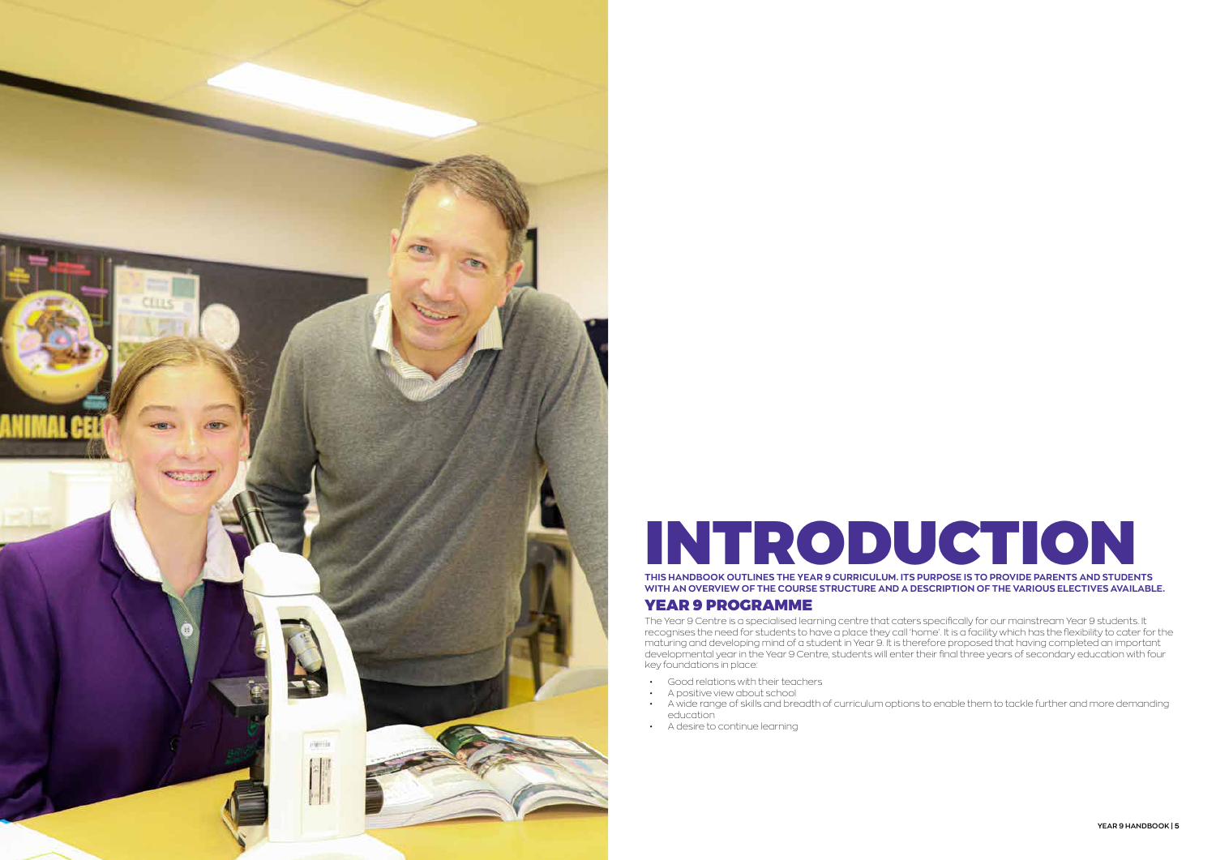# INTRODUCTION

**THIS HANDBOOK OUTLINES THE YEAR 9 CURRICULUM. ITS PURPOSE IS TO PROVIDE PARENTS AND STUDENTS WITH AN OVERVIEW OF THE COURSE STRUCTURE AND A DESCRIPTION OF THE VARIOUS ELECTIVES AVAILABLE.**

## YEAR 9 PROGRAMME

The Year 9 Centre is a specialised learning centre that caters specifically for our mainstream Year 9 students. It recognises the need for students to have a place they call 'home'. It is a facility which has the flexibility to cater for the maturing and developing mind of a student in Year 9. It is therefore proposed that having completed an important developmental year in the Year 9 Centre, students will enter their final three years of secondary education with four key foundations in place:

- Good relations with their teachers
- A positive view about school
- A wide range of skills and breadth of curriculum options to enable them to tackle further and more demanding education
- A desire to continue learning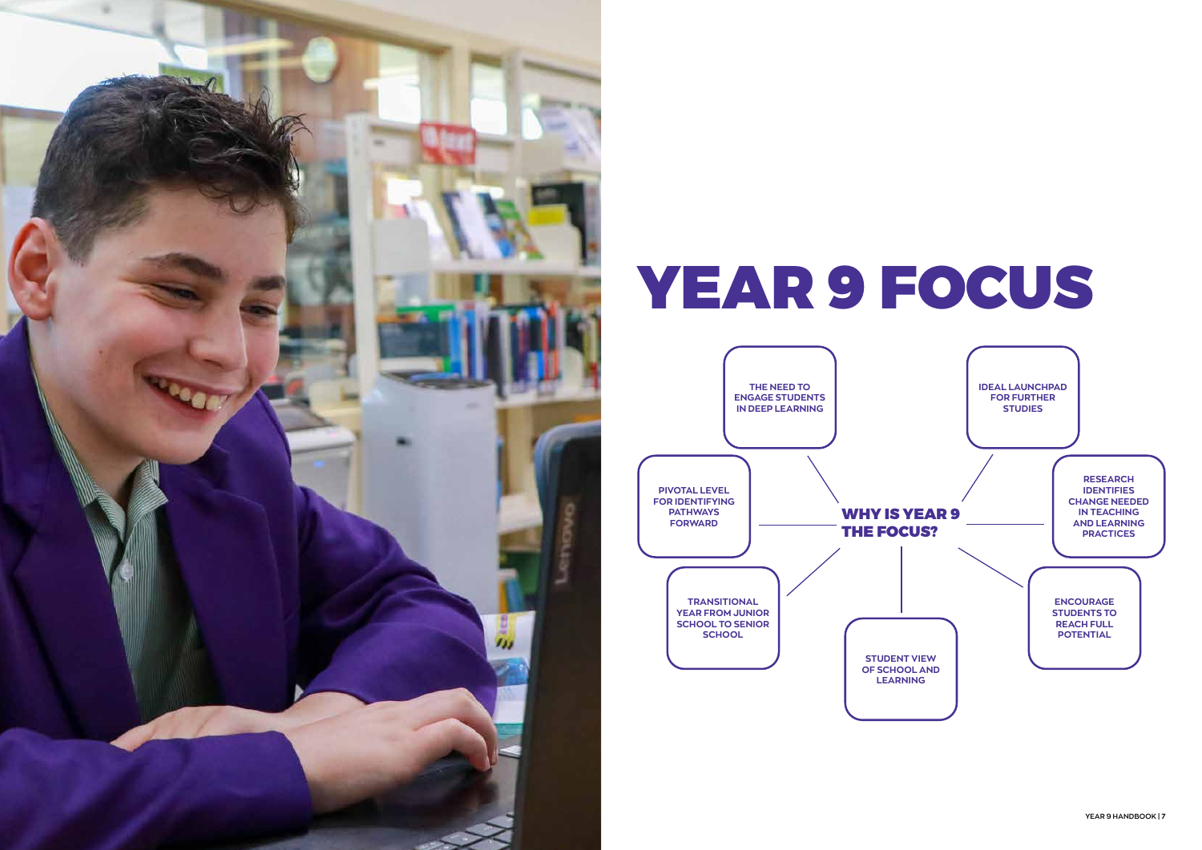# YEAR 9 FOCUS

## WHY IS YEAR 9 THE FOCUS?

- THE NEED TO ENGAGE STUDENTS IN DEEP LEARNING
- IDEAL LAUNCHPAD FOR FURTHER STUDIES
- PIVOTAL LEVEL FOR IDENTIFYING PATHWAYS FORWARD
- RESEARCH IDENTIFIES CHANGE NEEDED IN TEACHING AND LEARNING PRACTICES
- TRANSITIONAL YEAR FROM JUNIOR SCHOOL TO SENIOR SCHOOL
- ENCOURAGE STUDENTS TO REACH FULL POTENTIAL
- STUDENT VIEW OF SCHOOL AND LEARNING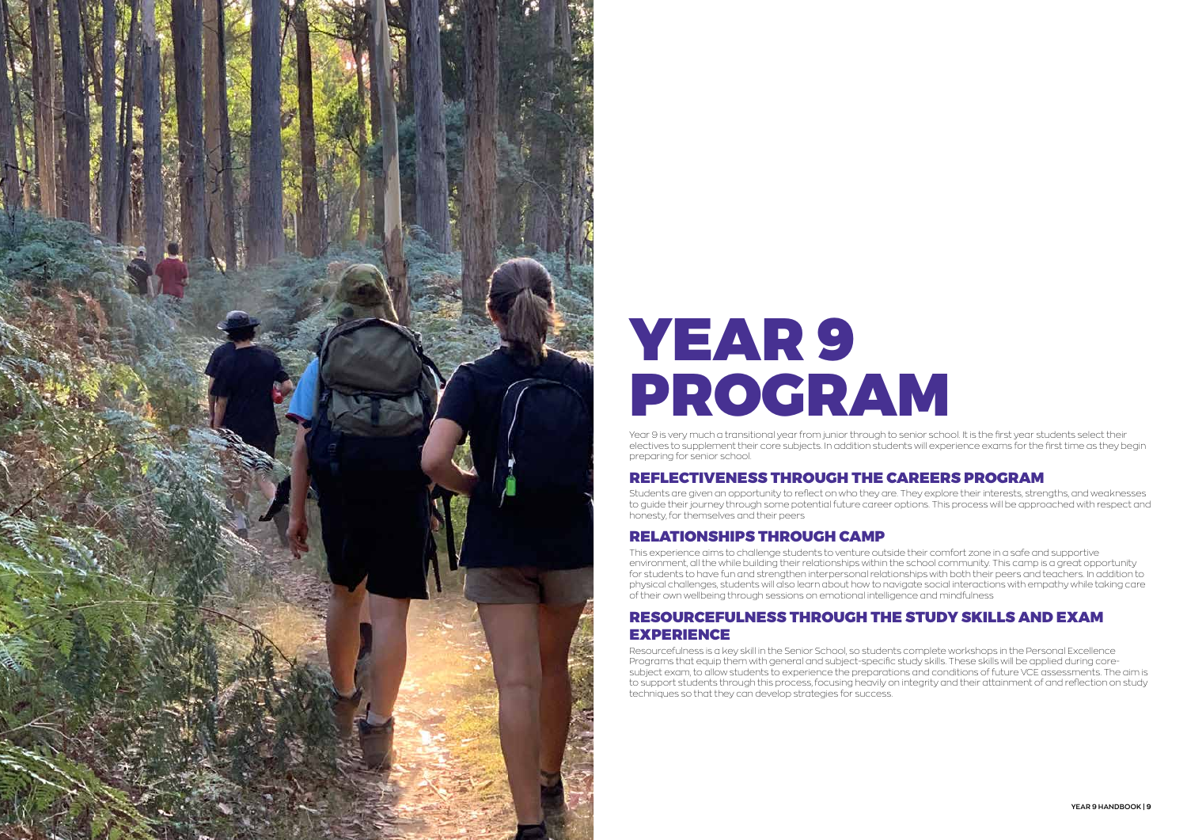# YEAR 9 PROGRAM

Year 9 is very much a transitional year from junior through to senior school. It is the first year students select their electives to supplement their core subjects. In addition students will experience exams for the first time as they begin preparing for senior school.

## REFLECTIVENESS THROUGH THE CAREERS PROGRAM

Students are given an opportunity to reflect on who they are. They explore their interests, strengths, and weaknesses to guide their journey through some potential future career options. This process will be approached with respect and honesty, for themselves and their peers

## RELATIONSHIPS THROUGH CAMP

This experience aims to challenge students to venture outside their comfort zone in a safe and supportive environment, all the while building their relationships within the school community. This camp is a great opportunity for students to have fun and strengthen interpersonal relationships with both their peers and teachers. In addition to physical challenges, students will also learn about how to navigate social interactions with empathy while taking care of their own wellbeing through sessions on emotional intelligence and mindfulness

## RESOURCEFULNESS THROUGH THE STUDY SKILLS AND EXAM EXPERIENCE

Resourcefulness is a key skill in the Senior School, so students complete workshops in the Personal Excellence Programs that equip them with general and subject-specific study skills. These skills will be applied during core-subject exam, to allow students to experience the preparations and conditions of future VCE assessments. The aim is to support students through this process, focusing heavily on integrity and their attainment of and reflection on study techniques so that they can develop strategies for success.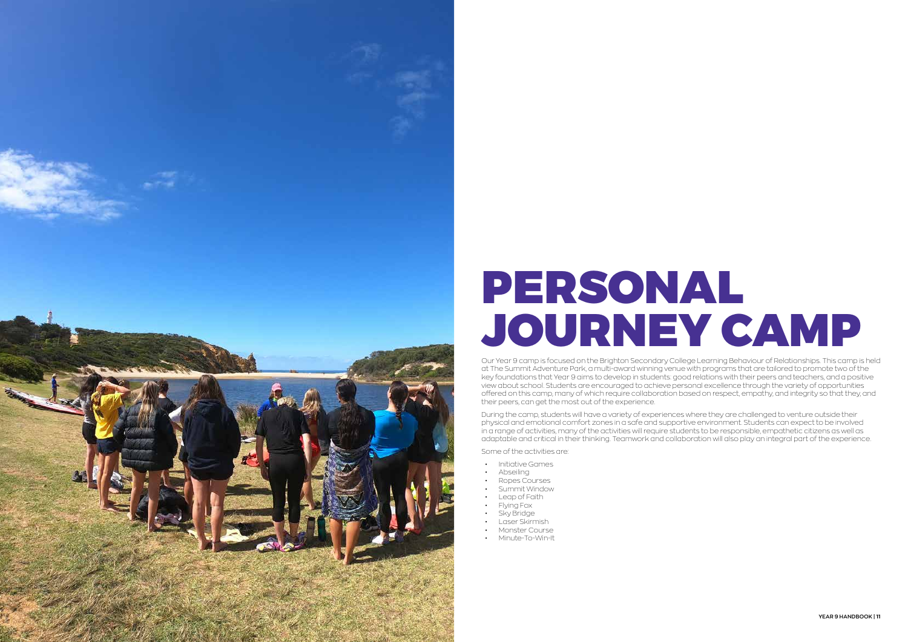# PERSONAL JOURNEY CAMP

Our Year 9 camp is focused on the Brighton Secondary College Learning Behaviour of Relationships. This camp is held at The Summit Adventure Park, a multi-award winning venue with programs that are tailored to promote two of the key foundations that Year 9 aims to develop in students: good relations with their peers and teachers, and a positive view about school. Students are encouraged to achieve personal excellence through the variety of opportunities offered on this camp, many of which require collaboration based on respect, empathy, and integrity so that they, and their peers, can get the most out of the experience.

During the camp, students will have a variety of experiences where they are challenged to venture outside their physical and emotional comfort zones in a safe and supportive environment. Students can expect to be involved in a range of activities, many of the activities will require students to be responsible, empathetic citizens as well as adaptable and critical in their thinking. Teamwork and collaboration will also play an integral part of the experience.

Some of the activities are:

- Initiative Games
- Abseiling
- Ropes Courses
- Summit Window
- Leap of Faith
- Flying Fox
- Sky Bridge
- Laser Skirmish
- Monster Course
- Minute-To-Win-It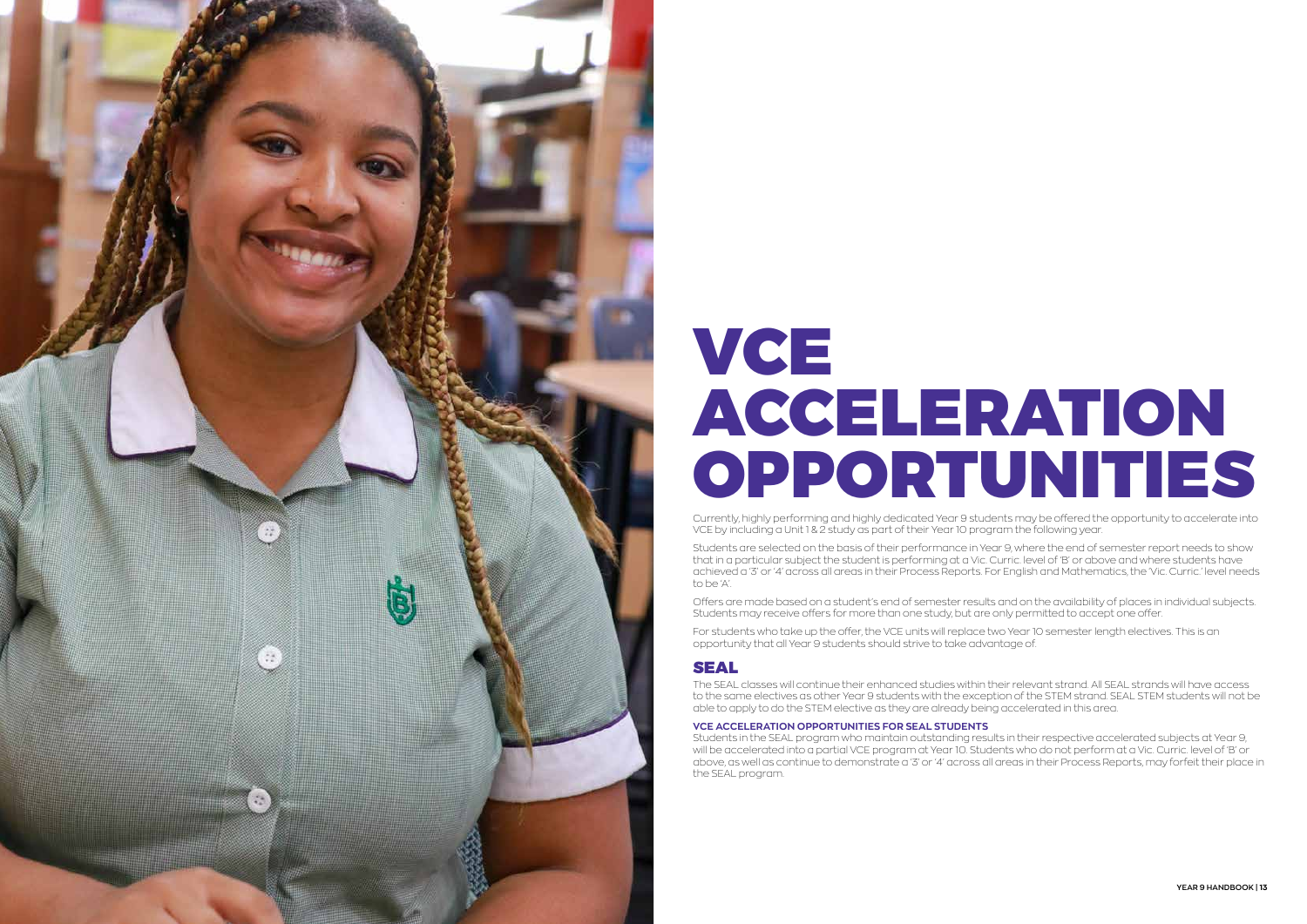# VCE ACCELERATION OPPORTUNITIES

Currently, highly performing and highly dedicated Year 9 students may be offered the opportunity to accelerate into VCE by including a Unit 1 & 2 study as part of their Year 10 program the following year.

Students are selected on the basis of their performance in Year 9, where the end of semester report needs to show that in a particular subject the student is performing at a Vic. Curric. level of 'B' or above and where students have achieved a '3' or '4' across all areas in their Process Reports. For English and Mathematics, the 'Vic. Curric.' level needs to be 'A'.

Offers are made based on a student's end of semester results and on the availability of places in individual subjects. Students may receive offers for more than one study, but are only permitted to accept one offer.

For students who take up the offer, the VCE units will replace two Year 10 semester length electives. This is an opportunity that all Year 9 students should strive to take advantage of.

## SEAL

The SEAL classes will continue their enhanced studies within their relevant strand. All SEAL strands will have access to the same electives as other Year 9 students with the exception of the STEM strand. SEAL STEM students will not be able to apply to do the STEM elective as they are already being accelerated in this area.

### VCE ACCELERATION OPPORTUNITIES FOR SEAL STUDENTS

Students in the SEAL program who maintain outstanding results in their respective accelerated subjects at Year 9, will be accelerated into a partial VCE program at Year 10. Students who do not perform at a Vic. Curric. level of 'B' or above, as well as continue to demonstrate a '3' or '4' across all areas in their Process Reports, may forfeit their place in the SEAL program.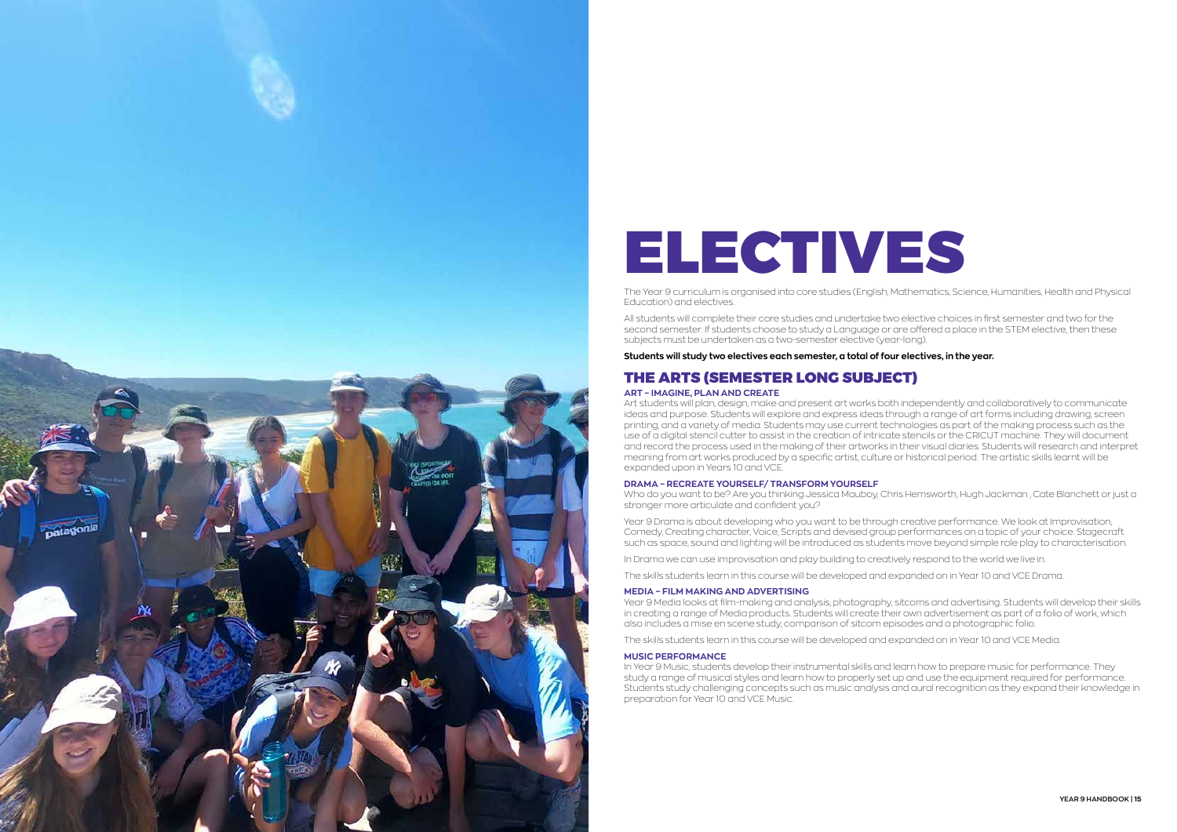# ELECTIVES

The Year 9 curriculum is organised into core studies (English, Mathematics, Science, Humanities, Health and Physical Education) and electives.

All students will complete their core studies and undertake two elective choices in first semester and two for the second semester. If students choose to study a Language or are offered a place in the STEM elective, then these subjects must be undertaken as a two-semester elective (year-long).

**Students will study two electives each semester, a total of four electives, in the year.**

## THE ARTS (SEMESTER LONG SUBJECT)

### ART – IMAGINE, PLAN AND CREATE

Art students will plan, design, make and present art works both independently and collaboratively to communicate ideas and purpose. Students will explore and express ideas through a range of art forms including drawing, screen printing, and a variety of media. Students may use current technologies as part of the making process such as the use of a digital stencil cutter to assist in the creation of intricate stencils or the CRICUT machine. They will document and record the process used in the making of their artworks in their visual diaries. Students will research and interpret meaning from art works produced by a specific artist, culture or historical period. The artistic skills learnt will be expanded upon in Years 10 and VCE.

### DRAMA – RECREATE YOURSELF/ TRANSFORM YOURSELF

Who do you want to be? Are you thinking Jessica Mauboy, Chris Hemsworth, Hugh Jackman , Cate Blanchett or just a stronger more articulate and confident you?

Year 9 Drama is about developing who you want to be through creative performance. We look at Improvisation, Comedy, Creating character, Voice, Scripts and devised group performances on a topic of your choice. Stagecraft such as space, sound and lighting will be introduced as students move beyond simple role play to characterisation.

In Drama we can use improvisation and play building to creatively respond to the world we live in.

The skills students learn in this course will be developed and expanded on in Year 10 and VCE Drama.

### MEDIA – FILM MAKING AND ADVERTISING

Year 9 Media looks at film-making and analysis, photography, sitcoms and advertising. Students will develop their skills in creating a range of Media products. Students will create their own advertisement as part of a folio of work, which also includes a mise en scene study, comparison of sitcom episodes and a photographic folio.

The skills students learn in this course will be developed and expanded on in Year 10 and VCE Media.

### MUSIC PERFORMANCE

In Year 9 Music, students develop their instrumental skills and learn how to prepare music for performance. They study a range of musical styles and learn how to properly set up and use the equipment required for performance. Students study challenging concepts such as music analysis and aural recognition as they expand their knowledge in preparation for Year 10 and VCE Music.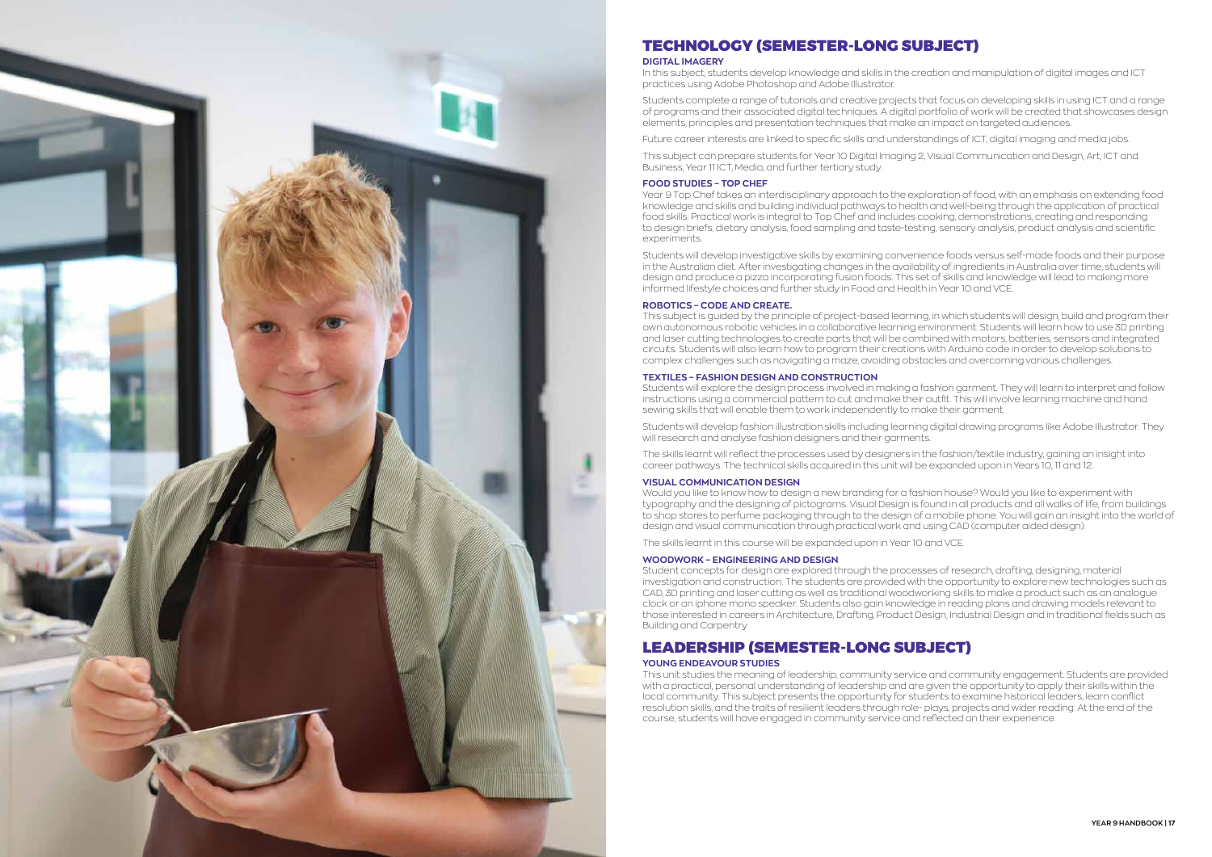# TECHNOLOGY (SEMESTER-LONG SUBJECT)

### DIGITAL IMAGERY

In this subject, students develop knowledge and skills in the creation and manipulation of digital images and ICT practices using Adobe Photoshop and Adobe Illustrator.

Students complete a range of tutorials and creative projects that focus on developing skills in using ICT and a range of programs and their associated digital techniques. A digital portfolio of work will be created that showcases design elements, principles and presentation techniques that make an impact on targeted audiences.

Future career interests are linked to specific skills and understandings of ICT, digital imaging and media jobs.

This subject can prepare students for Year 10 Digital Imaging 2, Visual Communication and Design, Art, ICT and Business, Year 11 ICT, Media, and further tertiary study.

### FOOD STUDIES – TOP CHEF

Year 9 Top Chef takes an interdisciplinary approach to the exploration of food, with an emphasis on extending food knowledge and skills and building individual pathways to health and well-being through the application of practical food skills. Practical work is integral to Top Chef and includes cooking, demonstrations, creating and responding to design briefs, dietary analysis, food sampling and taste-testing, sensory analysis, product analysis and scientific experiments.

Students will develop investigative skills by examining convenience foods versus self-made foods and their purpose in the Australian diet. After investigating changes in the availability of ingredients in Australia over time, students will design and produce a pizza incorporating fusion foods. This set of skills and knowledge will lead to making more informed lifestyle choices and further study in Food and Health in Year 10 and VCE.

### ROBOTICS – CODE AND CREATE.

This subject is guided by the principle of project-based learning, in which students will design, build and program their own autonomous robotic vehicles in a collaborative learning environment. Students will learn how to use 3D printing and laser cutting technologies to create parts that will be combined with motors, batteries, sensors and integrated circuits. Students will also learn how to program their creations with Arduino code in order to develop solutions to complex challenges such as navigating a maze, avoiding obstacles and overcoming various challenges.

### TEXTILES – FASHION DESIGN AND CONSTRUCTION

Students will explore the design process involved in making a fashion garment. They will learn to interpret and follow instructions using a commercial pattern to cut and make their outfit. This will involve learning machine and hand sewing skills that will enable them to work independently to make their garment.

Students will develop fashion illustration skills including learning digital drawing programs like Adobe Illustrator. They will research and analyse fashion designers and their garments.

The skills learnt will reflect the processes used by designers in the fashion/textile industry, gaining an insight into career pathways. The technical skills acquired in this unit will be expanded upon in Years 10, 11 and 12.

### VISUAL COMMUNICATION DESIGN

Would you like to know how to design a new branding for a fashion house? Would you like to experiment with typography and the designing of pictograms. Visual Design is found in all products and all walks of life, from buildings to shop stores to perfume packaging through to the design of a mobile phone. You will gain an insight into the world of design and visual communication through practical work and using CAD (computer aided design).

The skills learnt in this course will be expanded upon in Year 10 and VCE.

### WOODWORK – ENGINEERING AND DESIGN

Student concepts for design are explored through the processes of research, drafting, designing, material investigation and construction. The students are provided with the opportunity to explore new technologies such as CAD, 3D printing and laser cutting as well as traditional woodworking skills to make a product such as an analogue clock or an iphone mono speaker. Students also gain knowledge in reading plans and drawing models relevant to those interested in careers in Architecture, Drafting, Product Design, Industrial Design and in traditional fields such as Building and Carpentry

# LEADERSHIP (SEMESTER-LONG SUBJECT)

### YOUNG ENDEAVOUR STUDIES

This unit studies the meaning of leadership, community service and community engagement. Students are provided with a practical, personal understanding of leadership and are given the opportunity to apply their skills within the local community. This subject presents the opportunity for students to examine historical leaders, learn conflict resolution skills, and the traits of resilient leaders through role- plays, projects and wider reading. At the end of the course, students will have engaged in community service and reflected on their experience.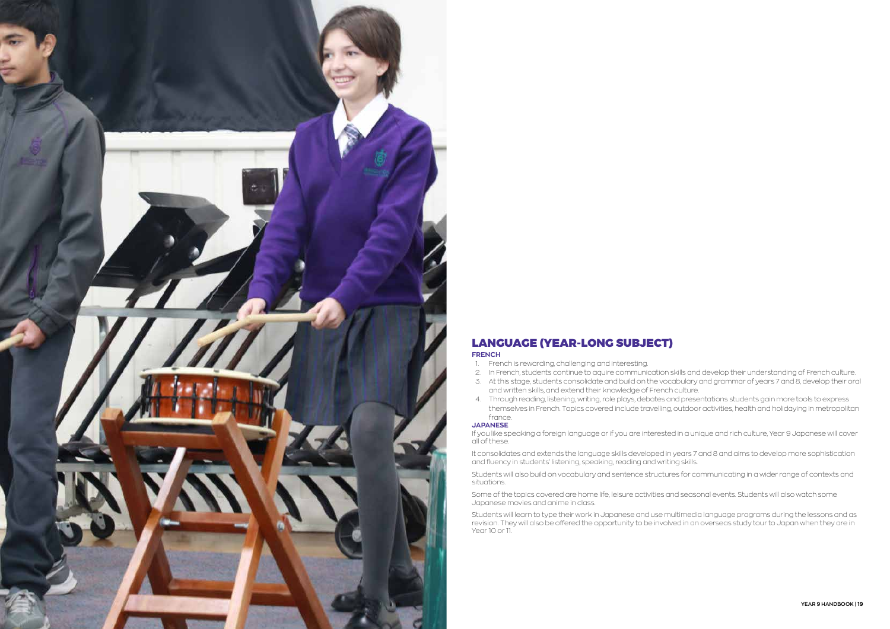## LANGUAGE (YEAR-LONG SUBJECT)

### FRENCH

1. French is rewarding, challenging and interesting.
2. In French, students continue to aquire communication skills and develop their understanding of French culture.
3. At this stage, students consolidate and build on the vocabulary and grammar of years 7 and 8, develop their oral and written skills, and extend their knowledge of French culture.
4. Through reading, listening, writing, role plays, debates and presentations students gain more tools to express themselves in French. Topics covered include travelling, outdoor activities, health and holidaying in metropolitan france.

### JAPANESE

If you like speaking a foreign language or if you are interested in a unique and rich culture, Year 9 Japanese will cover all of these.

It consolidates and extends the language skills developed in years 7 and 8 and aims to develop more sophistication and fluency in students' listening, speaking, reading and writing skills.

Students will also build on vocabulary and sentence structures for communicating in a wider range of contexts and situations.

Some of the topics covered are home life, leisure activities and seasonal events. Students will also watch some Japanese movies and anime in class.

Students will learn to type their work in Japanese and use multimedia language programs during the lessons and as revision. They will also be offered the opportunity to be involved in an overseas study tour to Japan when they are in Year 10 or 11.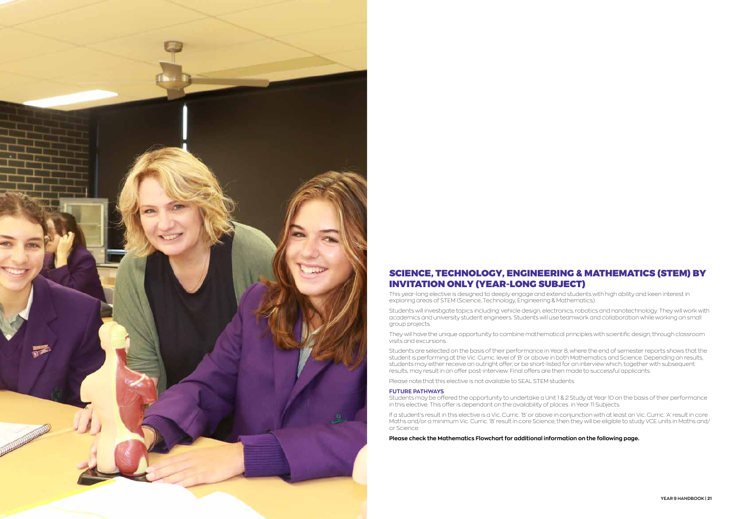## SCIENCE, TECHNOLOGY, ENGINEERING & MATHEMATICS (STEM) BY INVITATION ONLY (YEAR-LONG SUBJECT)

This year-long elective is designed to deeply engage and extend students with high ability and keen interest in exploring areas of STEM (Science, Technology, Engineering & Mathematics).

Students will investigate topics including: vehicle design, electronics, robotics and nanotechnology. They will work with academics and university student engineers. Students will use teamwork and collaboration while working on small group projects.

They will have the unique opportunity to combine mathematical principles with scientific design, through classroom visits and excursions.

Students are selected on the basis of their performance in Year 8, where the end of semester reports shows that the student is performing at the Vic. Curric. level of 'B' or above in both Mathematics and Science. Depending on results, students may either receive an outright offer, or be short-listed for an interview which, together with subsequent results, may result in an offer post-interview. Final offers are then made to successful applicants.

Please note that this elective is not available to SEAL STEM students.

**FUTURE PATHWAYS**

Students may be offered the opportunity to undertake a Unit 1 & 2 Study at Year 10 on the basis of their performance in this elective. This offer is dependant on the availability of places in Year 11 Subjects.

If a student's result in this elective is a Vic. Curric. 'B' or above in conjunction with at least an Vic. Curric. 'A' result in core Maths and/or a minimum Vic. Curric. 'B' result in core Science, then they will be eligible to study VCE units in Maths and/or Science.

**Please check the Mathematics Flowchart for additional information on the following page.**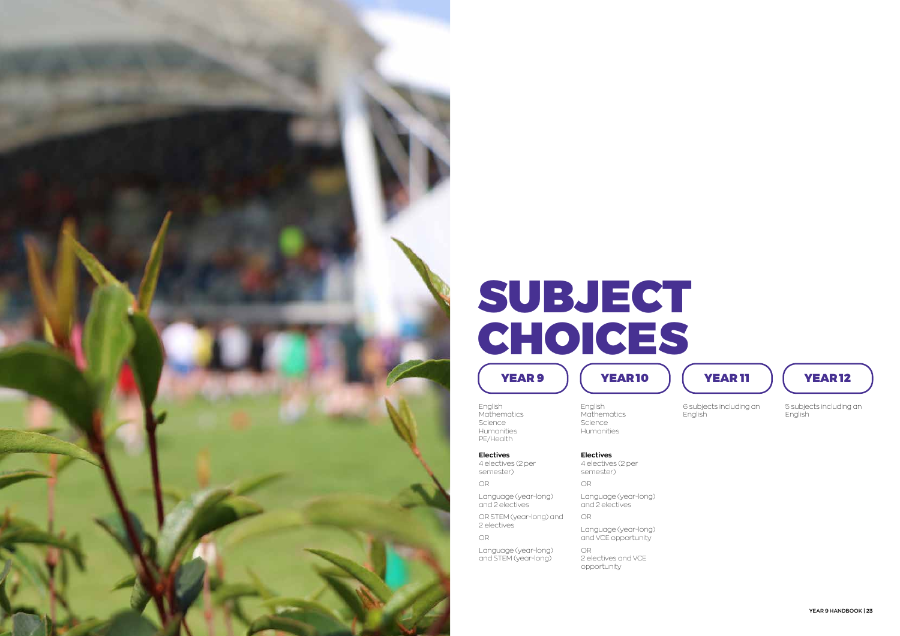# SUBJECT CHOICES

## YEAR 9

English
Mathematics
Science
Humanities
PE/Health

**Electives**

4 electives (2 per semester)

OR

Language (year-long) and 2 electives

OR STEM (year-long) and 2 electives

OR

Language (year-long) and STEM (year-long)

## YEAR 10

English
Mathematics
Science
Humanities

**Electives**

4 electives (2 per semester)

OR

Language (year-long) and 2 electives

OR

Language (year-long) and VCE opportunity

OR

2 electives and VCE opportunity

## YEAR 11

6 subjects including an English

## YEAR 12

5 subjects including an English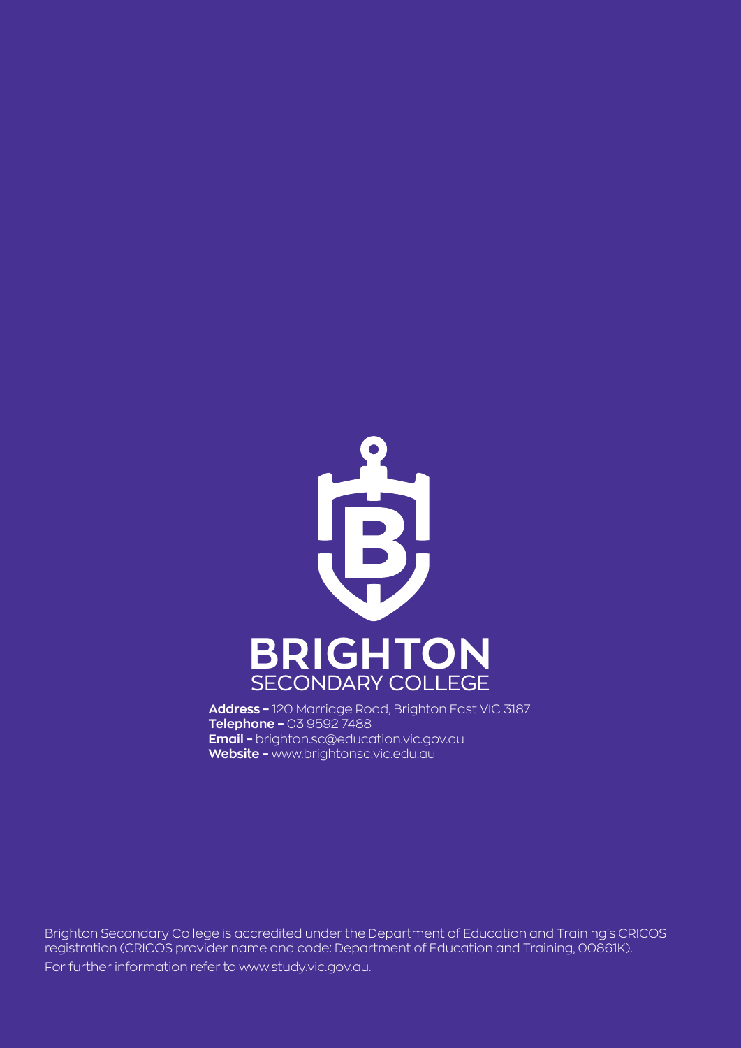**BRIGHTON**
SECONDARY COLLEGE

**Address –** 120 Marriage Road, Brighton East VIC 3187
**Telephone –** 03 9592 7488
**Email –** brighton.sc@education.vic.gov.au
**Website –** www.brightonsc.vic.edu.au

Brighton Secondary College is accredited under the Department of Education and Training's CRICOS registration (CRICOS provider name and code: Department of Education and Training, 00861K).
For further information refer to www.study.vic.gov.au.